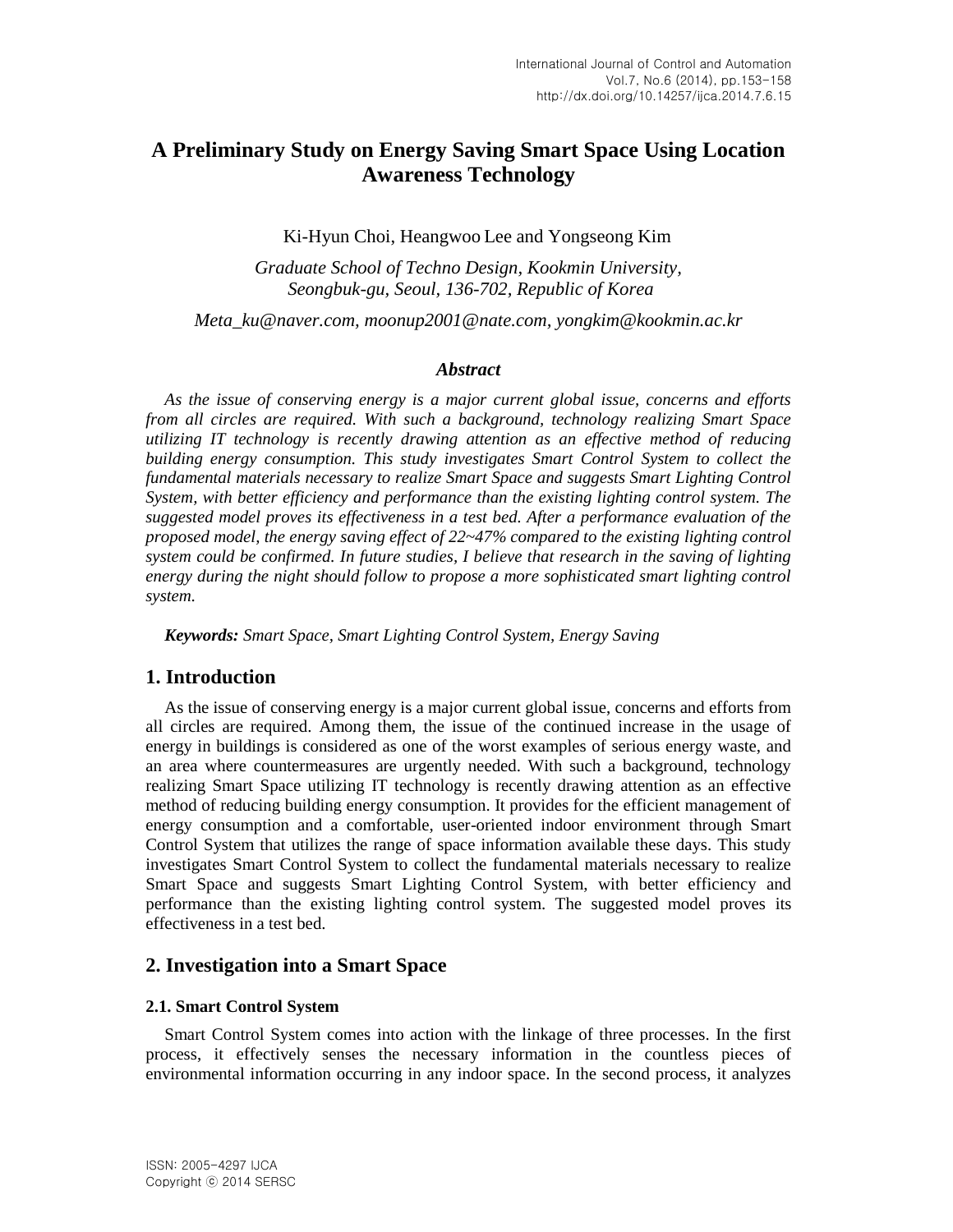# A Preliminary Study on Energy Saving Smart Space Using Location Awareness Technology

Ki-Hyun Choi, Heangwoo Lee and Yongseong Kim

*Graduate School of Techno Design, Kookmin University, Seongbuk-gu, Seoul, 136-702, Republic of Korea*

*Meta_ku@naver.com, moonup2001@nate.com, yongkim@kookmin.ac.kr*

### *Abstract*

*As the issue of conserving energy is a major current global issue, concerns and efforts from all circles are required. With such a background, technology realizing Smart Space utilizing IT technology is recently drawing attention as an effective method of reducing building energy consumption. This study investigates Smart Control System to collect the fundamental materials necessary to realize Smart Space and suggests Smart Lighting Control System, with better efficiency and performance than the existing lighting control system. The suggested model proves its effectiveness in a test bed. After a performance evaluation of the proposed model, the energy saving effect of 22~47% compared to the existing lighting control system could be confirmed. In future studies, I believe that research in the saving of lighting energy during the night should follow to propose a more sophisticated smart lighting control system.*

***Keywords:*** *Smart Space, Smart Lighting Control System, Energy Saving*

## 1. Introduction

As the issue of conserving energy is a major current global issue, concerns and efforts from all circles are required. Among them, the issue of the continued increase in the usage of energy in buildings is considered as one of the worst examples of serious energy waste, and an area where countermeasures are urgently needed. With such a background, technology realizing Smart Space utilizing IT technology is recently drawing attention as an effective method of reducing building energy consumption. It provides for the efficient management of energy consumption and a comfortable, user-oriented indoor environment through Smart Control System that utilizes the range of space information available these days. This study investigates Smart Control System to collect the fundamental materials necessary to realize Smart Space and suggests Smart Lighting Control System, with better efficiency and performance than the existing lighting control system. The suggested model proves its effectiveness in a test bed.

## 2. Investigation into a Smart Space

### 2.1. Smart Control System

Smart Control System comes into action with the linkage of three processes. In the first process, it effectively senses the necessary information in the countless pieces of environmental information occurring in any indoor space. In the second process, it analyzes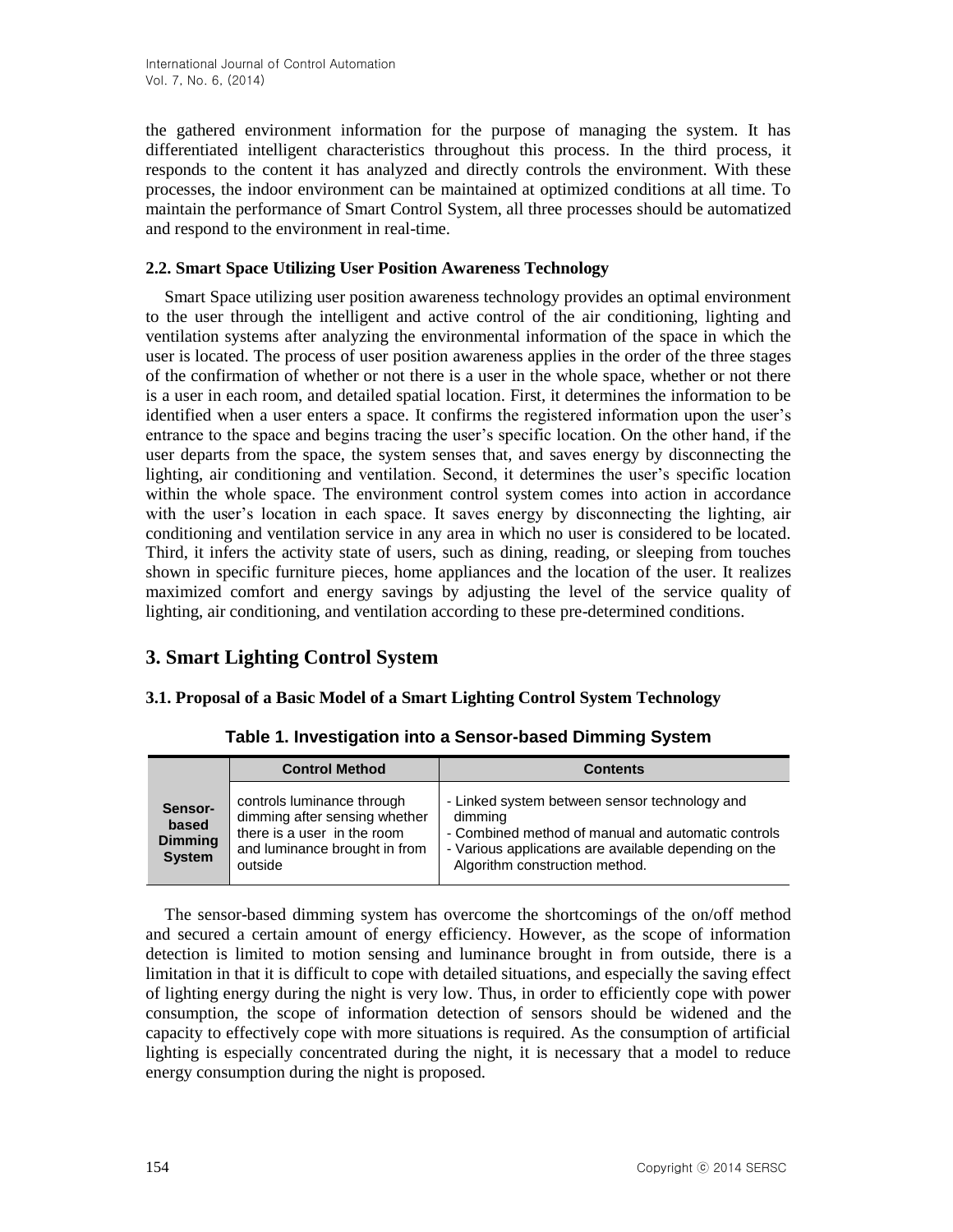the gathered environment information for the purpose of managing the system. It has differentiated intelligent characteristics throughout this process. In the third process, it responds to the content it has analyzed and directly controls the environment. With these processes, the indoor environment can be maintained at optimized conditions at all time. To maintain the performance of Smart Control System, all three processes should be automatized and respond to the environment in real-time.

### 2.2. Smart Space Utilizing User Position Awareness Technology

Smart Space utilizing user position awareness technology provides an optimal environment to the user through the intelligent and active control of the air conditioning, lighting and ventilation systems after analyzing the environmental information of the space in which the user is located. The process of user position awareness applies in the order of the three stages of the confirmation of whether or not there is a user in the whole space, whether or not there is a user in each room, and detailed spatial location. First, it determines the information to be identified when a user enters a space. It confirms the registered information upon the user's entrance to the space and begins tracing the user's specific location. On the other hand, if the user departs from the space, the system senses that, and saves energy by disconnecting the lighting, air conditioning and ventilation. Second, it determines the user's specific location within the whole space. The environment control system comes into action in accordance with the user's location in each space. It saves energy by disconnecting the lighting, air conditioning and ventilation service in any area in which no user is considered to be located. Third, it infers the activity state of users, such as dining, reading, or sleeping from touches shown in specific furniture pieces, home appliances and the location of the user. It realizes maximized comfort and energy savings by adjusting the level of the service quality of lighting, air conditioning, and ventilation according to these pre-determined conditions.

## 3. Smart Lighting Control System

### 3.1. Proposal of a Basic Model of a Smart Lighting Control System Technology

**Table 1. Investigation into a Sensor-based Dimming System**

| | Control Method | Contents |
|---|---|---|
| **Sensor-based Dimming System** | controls luminance through dimming after sensing whether there is a user in the room and luminance brought in from outside | - Linked system between sensor technology and dimming<br>- Combined method of manual and automatic controls<br>- Various applications are available depending on the Algorithm construction method. |

The sensor-based dimming system has overcome the shortcomings of the on/off method and secured a certain amount of energy efficiency. However, as the scope of information detection is limited to motion sensing and luminance brought in from outside, there is a limitation in that it is difficult to cope with detailed situations, and especially the saving effect of lighting energy during the night is very low. Thus, in order to efficiently cope with power consumption, the scope of information detection of sensors should be widened and the capacity to effectively cope with more situations is required. As the consumption of artificial lighting is especially concentrated during the night, it is necessary that a model to reduce energy consumption during the night is proposed.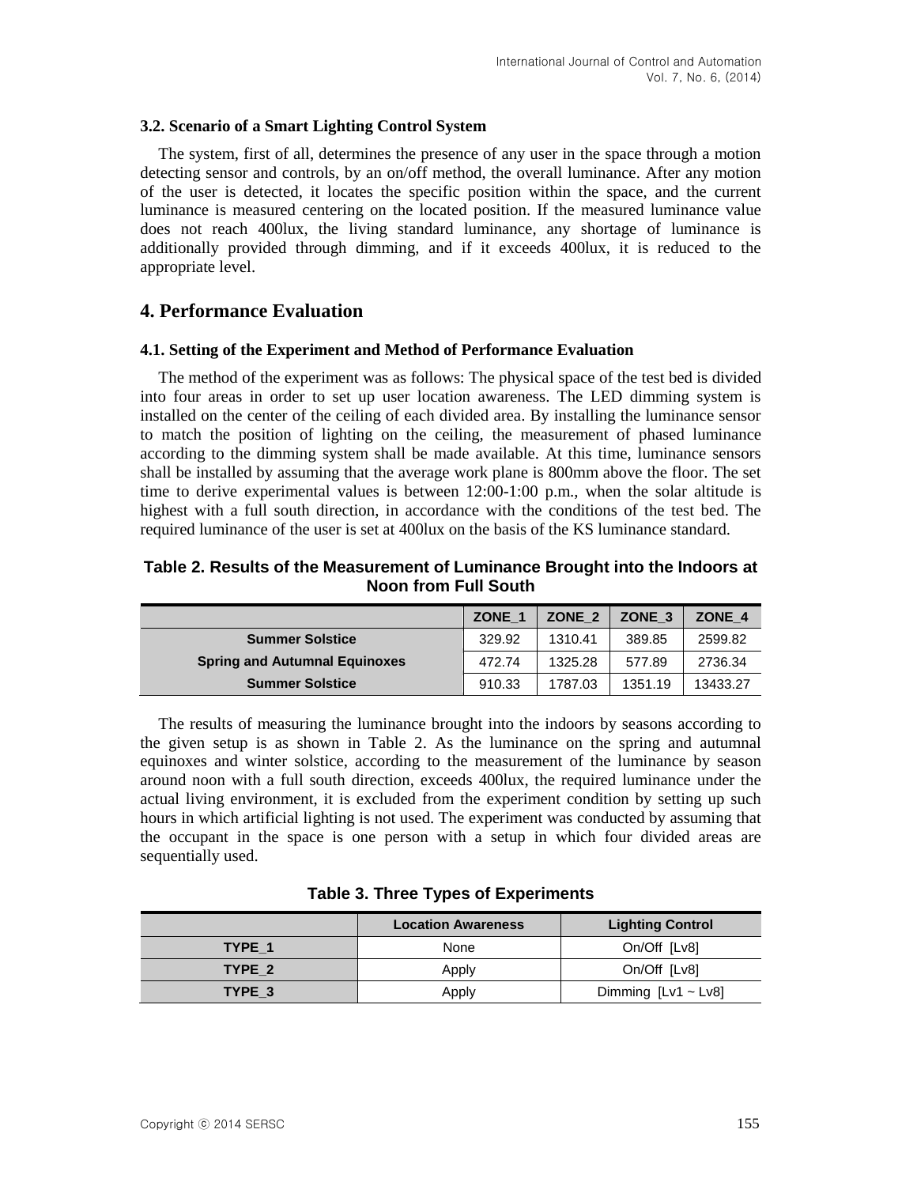### 3.2. Scenario of a Smart Lighting Control System

The system, first of all, determines the presence of any user in the space through a motion detecting sensor and controls, by an on/off method, the overall luminance. After any motion of the user is detected, it locates the specific position within the space, and the current luminance is measured centering on the located position. If the measured luminance value does not reach 400lux, the living standard luminance, any shortage of luminance is additionally provided through dimming, and if it exceeds 400lux, it is reduced to the appropriate level.

## 4. Performance Evaluation

### 4.1. Setting of the Experiment and Method of Performance Evaluation

The method of the experiment was as follows: The physical space of the test bed is divided into four areas in order to set up user location awareness. The LED dimming system is installed on the center of the ceiling of each divided area. By installing the luminance sensor to match the position of lighting on the ceiling, the measurement of phased luminance according to the dimming system shall be made available. At this time, luminance sensors shall be installed by assuming that the average work plane is 800mm above the floor. The set time to derive experimental values is between 12:00-1:00 p.m., when the solar altitude is highest with a full south direction, in accordance with the conditions of the test bed. The required luminance of the user is set at 400lux on the basis of the KS luminance standard.

**Table 2. Results of the Measurement of Luminance Brought into the Indoors at Noon from Full South**

| | ZONE_1 | ZONE_2 | ZONE_3 | ZONE_4 |
|---|---|---|---|---|
| Summer Solstice | 329.92 | 1310.41 | 389.85 | 2599.82 |
| Spring and Autumnal Equinoxes | 472.74 | 1325.28 | 577.89 | 2736.34 |
| Summer Solstice | 910.33 | 1787.03 | 1351.19 | 13433.27 |

The results of measuring the luminance brought into the indoors by seasons according to the given setup is as shown in Table 2. As the luminance on the spring and autumnal equinoxes and winter solstice, according to the measurement of the luminance by season around noon with a full south direction, exceeds 400lux, the required luminance under the actual living environment, it is excluded from the experiment condition by setting up such hours in which artificial lighting is not used. The experiment was conducted by assuming that the occupant in the space is one person with a setup in which four divided areas are sequentially used.

**Table 3. Three Types of Experiments**

| | Location Awareness | Lighting Control |
|---|---|---|
| TYPE_1 | None | On/Off [Lv8] |
| TYPE_2 | Apply | On/Off [Lv8] |
| TYPE_3 | Apply | Dimming [Lv1 ~ Lv8] |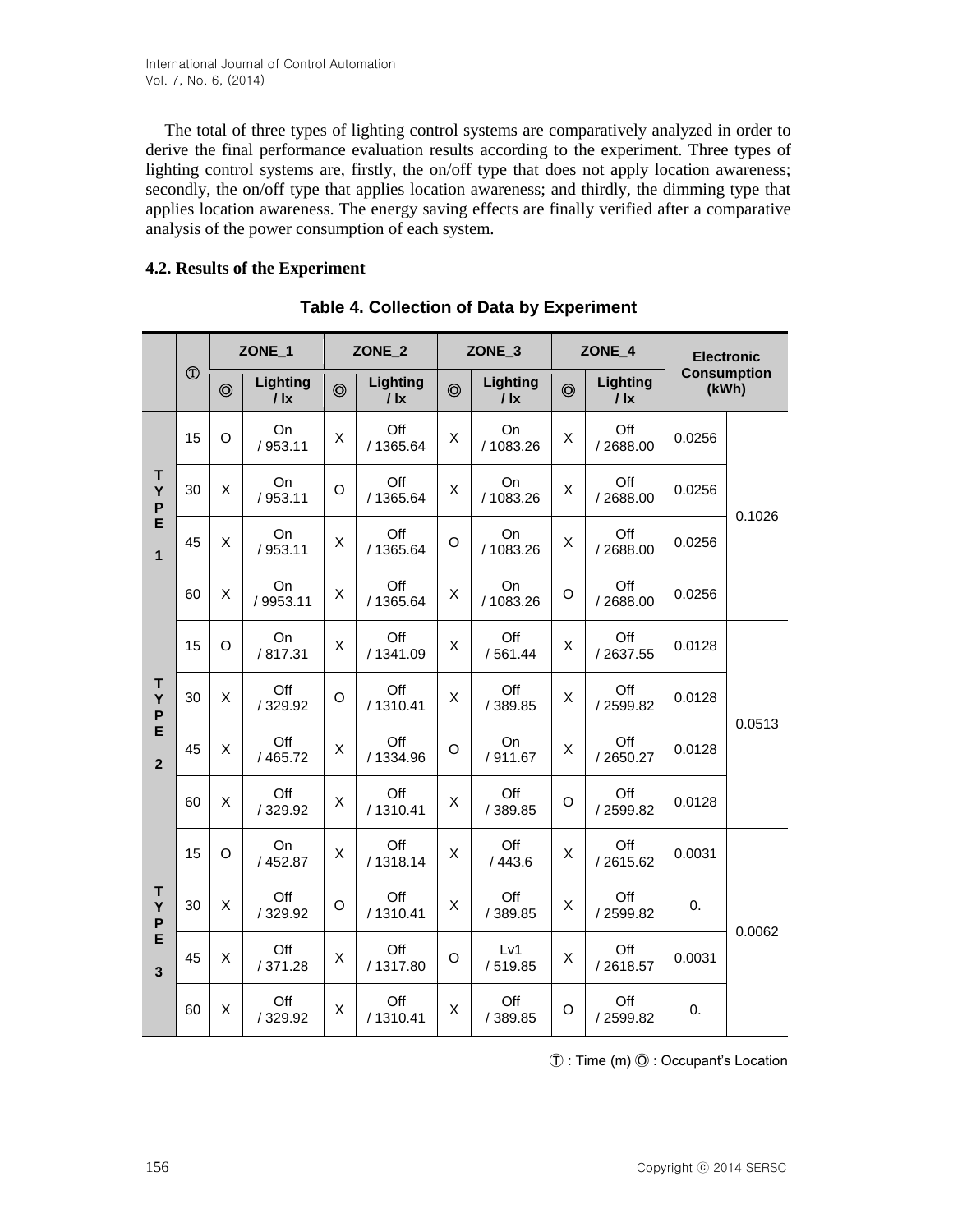The total of three types of lighting control systems are comparatively analyzed in order to derive the final performance evaluation results according to the experiment. Three types of lighting control systems are, firstly, the on/off type that does not apply location awareness; secondly, the on/off type that applies location awareness; and thirdly, the dimming type that applies location awareness. The energy saving effects are finally verified after a comparative analysis of the power consumption of each system.

### 4.2. Results of the Experiment

**Table 4. Collection of Data by Experiment**

| | Ⓣ | ZONE_1 | | ZONE_2 | | ZONE_3 | | ZONE_4 | | Electronic Consumption (kWh) | |
|---|---|---|---|---|---|---|---|---|---|---|---|
| | | ◎ | Lighting / lx | ◎ | Lighting / lx | ◎ | Lighting / lx | ◎ | Lighting / lx | | |
| TYPE 1 | 15 | O | On / 953.11 | X | Off / 1365.64 | X | On / 1083.26 | X | Off / 2688.00 | 0.0256 | 0.1026 |
| | 30 | X | On / 953.11 | O | Off / 1365.64 | X | On / 1083.26 | X | Off / 2688.00 | 0.0256 | |
| | 45 | X | On / 953.11 | X | Off / 1365.64 | O | On / 1083.26 | X | Off / 2688.00 | 0.0256 | |
| | 60 | X | On / 9953.11 | X | Off / 1365.64 | X | On / 1083.26 | O | Off / 2688.00 | 0.0256 | |
| TYPE 2 | 15 | O | On / 817.31 | X | Off / 1341.09 | X | Off / 561.44 | X | Off / 2637.55 | 0.0128 | 0.0513 |
| | 30 | X | Off / 329.92 | O | Off / 1310.41 | X | Off / 389.85 | X | Off / 2599.82 | 0.0128 | |
| | 45 | X | Off / 465.72 | X | Off / 1334.96 | O | On / 911.67 | X | Off / 2650.27 | 0.0128 | |
| | 60 | X | Off / 329.92 | X | Off / 1310.41 | X | Off / 389.85 | O | Off / 2599.82 | 0.0128 | |
| TYPE 3 | 15 | O | On / 452.87 | X | Off / 1318.14 | X | Off / 443.6 | X | Off / 2615.62 | 0.0031 | 0.0062 |
| | 30 | X | Off / 329.92 | O | Off / 1310.41 | X | Off / 389.85 | X | Off / 2599.82 | 0. | |
| | 45 | X | Off / 371.28 | X | Off / 1317.80 | O | Lv1 / 519.85 | X | Off / 2618.57 | 0.0031 | |
| | 60 | X | Off / 329.92 | X | Off / 1310.41 | X | Off / 389.85 | O | Off / 2599.82 | 0. | |

Ⓣ : Time (m) ◎ : Occupant's Location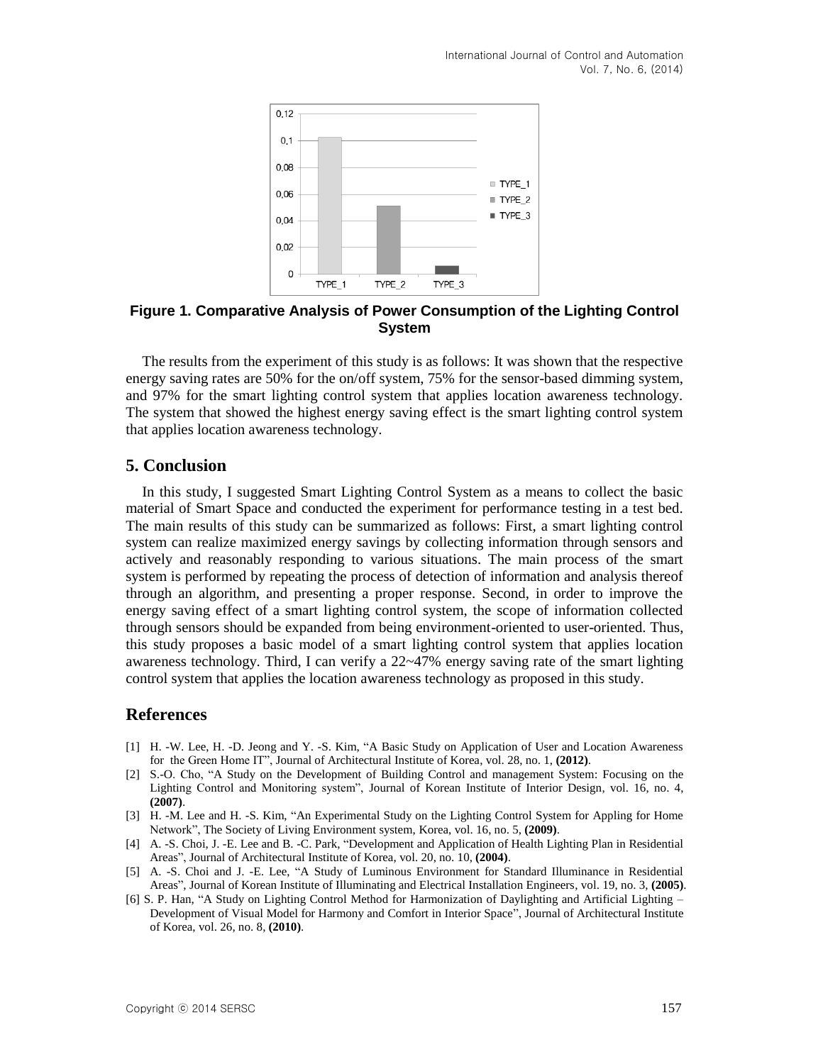**Figure 1. Comparative Analysis of Power Consumption of the Lighting Control System**

The results from the experiment of this study is as follows: It was shown that the respective energy saving rates are 50% for the on/off system, 75% for the sensor-based dimming system, and 97% for the smart lighting control system that applies location awareness technology. The system that showed the highest energy saving effect is the smart lighting control system that applies location awareness technology.

## 5. Conclusion

In this study, I suggested Smart Lighting Control System as a means to collect the basic material of Smart Space and conducted the experiment for performance testing in a test bed. The main results of this study can be summarized as follows: First, a smart lighting control system can realize maximized energy savings by collecting information through sensors and actively and reasonably responding to various situations. The main process of the smart system is performed by repeating the process of detection of information and analysis thereof through an algorithm, and presenting a proper response. Second, in order to improve the energy saving effect of a smart lighting control system, the scope of information collected through sensors should be expanded from being environment-oriented to user-oriented. Thus, this study proposes a basic model of a smart lighting control system that applies location awareness technology. Third, I can verify a 22~47% energy saving rate of the smart lighting control system that applies the location awareness technology as proposed in this study.

## References

[1] H. -W. Lee, H. -D. Jeong and Y. -S. Kim, "A Basic Study on Application of User and Location Awareness for the Green Home IT", Journal of Architectural Institute of Korea, vol. 28, no. 1, **(2012)**.

[2] S.-O. Cho, "A Study on the Development of Building Control and management System: Focusing on the Lighting Control and Monitoring system", Journal of Korean Institute of Interior Design, vol. 16, no. 4, **(2007)**.

[3] H. -M. Lee and H. -S. Kim, "An Experimental Study on the Lighting Control System for Appling for Home Network", The Society of Living Environment system, Korea, vol. 16, no. 5, **(2009)**.

[4] A. -S. Choi, J. -E. Lee and B. -C. Park, "Development and Application of Health Lighting Plan in Residential Areas", Journal of Architectural Institute of Korea, vol. 20, no. 10, **(2004)**.

[5] A. -S. Choi and J. -E. Lee, "A Study of Luminous Environment for Standard Illuminance in Residential Areas", Journal of Korean Institute of Illuminating and Electrical Installation Engineers, vol. 19, no. 3, **(2005)**.

[6] S. P. Han, "A Study on Lighting Control Method for Harmonization of Daylighting and Artificial Lighting – Development of Visual Model for Harmony and Comfort in Interior Space", Journal of Architectural Institute of Korea, vol. 26, no. 8, **(2010)**.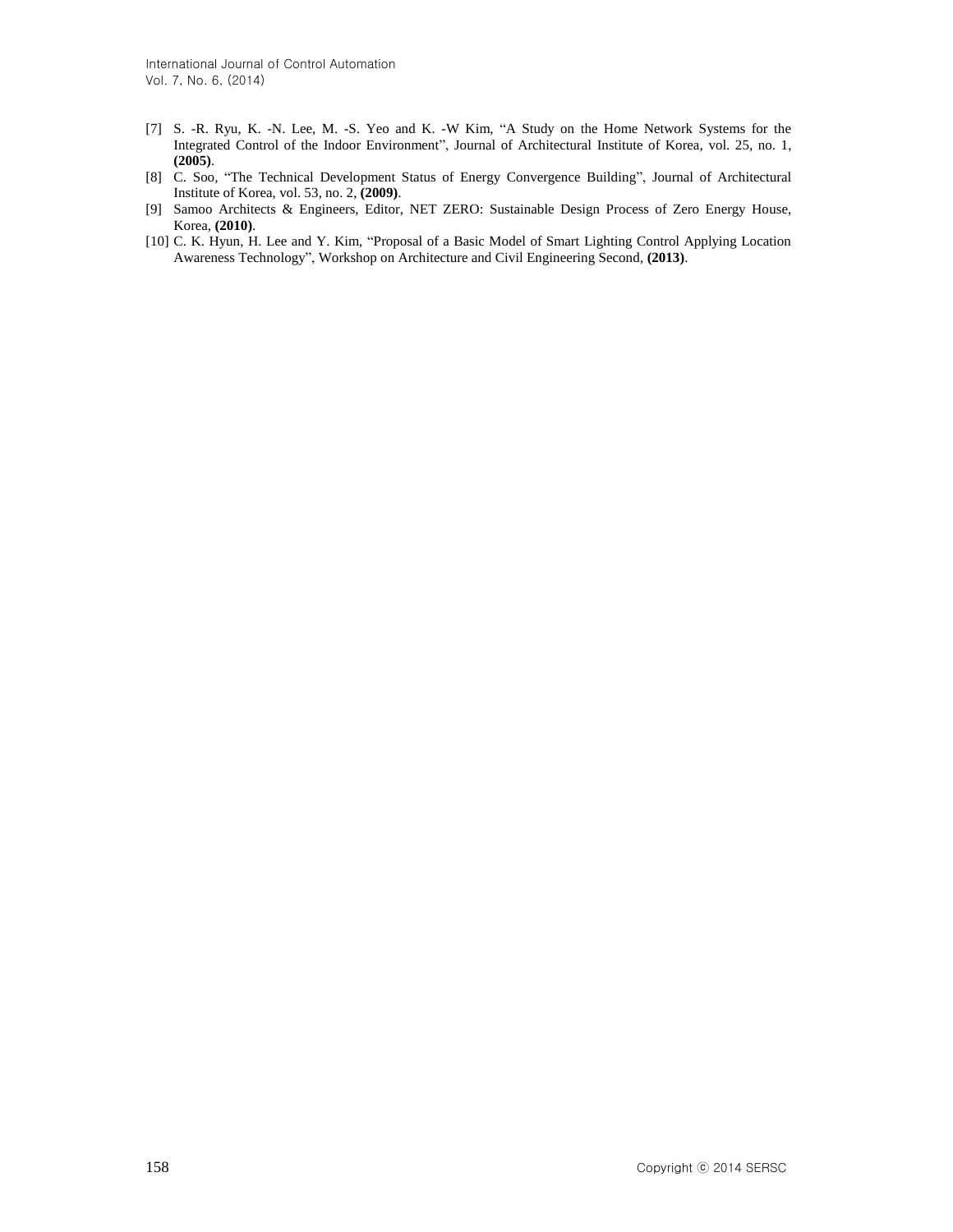[7] S. -R. Ryu, K. -N. Lee, M. -S. Yeo and K. -W Kim, "A Study on the Home Network Systems for the Integrated Control of the Indoor Environment", Journal of Architectural Institute of Korea, vol. 25, no. 1, **(2005)**.

[8] C. Soo, "The Technical Development Status of Energy Convergence Building", Journal of Architectural Institute of Korea, vol. 53, no. 2, **(2009)**.

[9] Samoo Architects & Engineers, Editor, NET ZERO: Sustainable Design Process of Zero Energy House, Korea, **(2010)**.

[10] C. K. Hyun, H. Lee and Y. Kim, "Proposal of a Basic Model of Smart Lighting Control Applying Location Awareness Technology", Workshop on Architecture and Civil Engineering Second, **(2013)**.